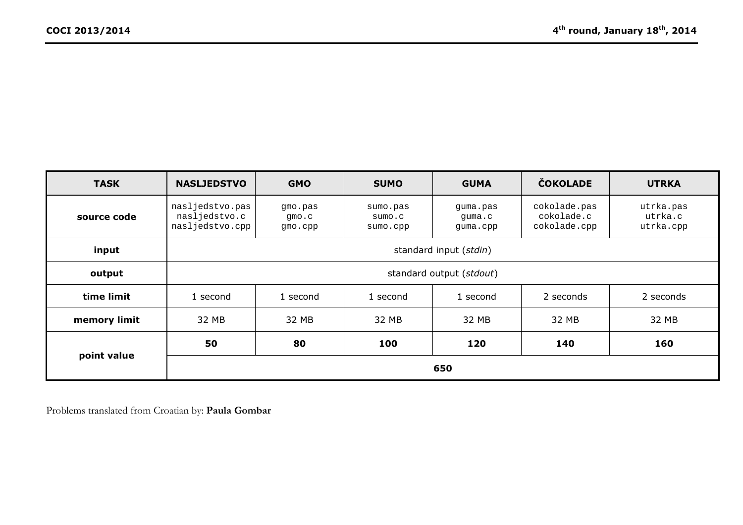| TASK | NASLJEDSTVO | GMO | SUMO | GUMA | ČOKOLADE | UTRKA |
|---|---|---|---|---|---|---|
| source code | nasljedstvo.pas<br>nasljedstvo.c<br>nasljedstvo.cpp | gmo.pas<br>gmo.c<br>gmo.cpp | sumo.pas<br>sumo.c<br>sumo.cpp | guma.pas<br>guma.c<br>guma.cpp | cokolade.pas<br>cokolade.c<br>cokolade.cpp | utrka.pas<br>utrka.c<br>utrka.cpp |
| input | standard input (*stdin*) | | | | | |
| output | standard output (*stdout*) | | | | | |
| time limit | 1 second | 1 second | 1 second | 1 second | 2 seconds | 2 seconds |
| memory limit | 32 MB | 32 MB | 32 MB | 32 MB | 32 MB | 32 MB |
| point value | **50** | **80** | **100** | **120** | **140** | **160** |
| | **650** | | | | | |

Problems translated from Croatian by: **Paula Gombar**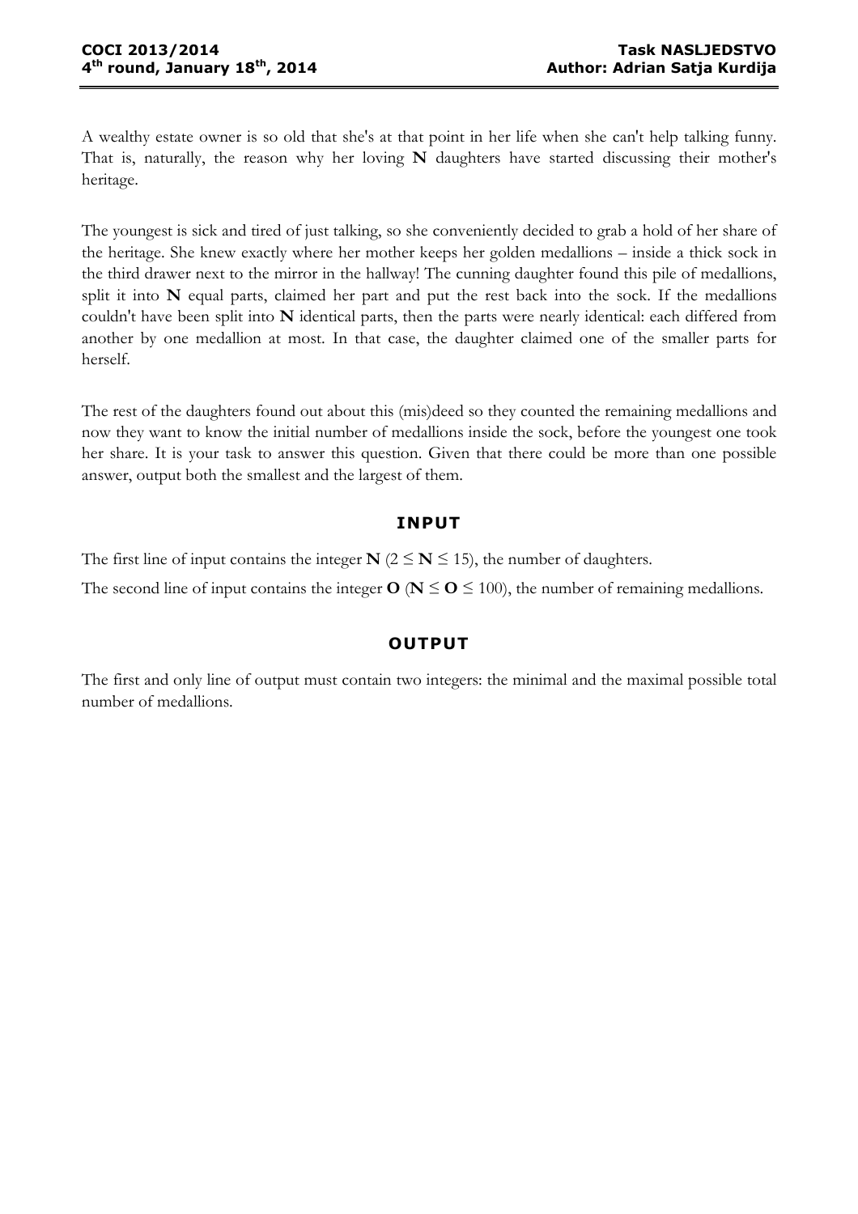A wealthy estate owner is so old that she's at that point in her life when she can't help talking funny. That is, naturally, the reason why her loving **N** daughters have started discussing their mother's heritage.

The youngest is sick and tired of just talking, so she conveniently decided to grab a hold of her share of the heritage. She knew exactly where her mother keeps her golden medallions – inside a thick sock in the third drawer next to the mirror in the hallway! The cunning daughter found this pile of medallions, split it into **N** equal parts, claimed her part and put the rest back into the sock. If the medallions couldn't have been split into **N** identical parts, then the parts were nearly identical: each differed from another by one medallion at most. In that case, the daughter claimed one of the smaller parts for herself.

The rest of the daughters found out about this (mis)deed so they counted the remaining medallions and now they want to know the initial number of medallions inside the sock, before the youngest one took her share. It is your task to answer this question. Given that there could be more than one possible answer, output both the smallest and the largest of them.

## INPUT

The first line of input contains the integer **N** ($2 \le N \le 15$), the number of daughters.

The second line of input contains the integer **O** ($N \le O \le 100$), the number of remaining medallions.

## OUTPUT

The first and only line of output must contain two integers: the minimal and the maximal possible total number of medallions.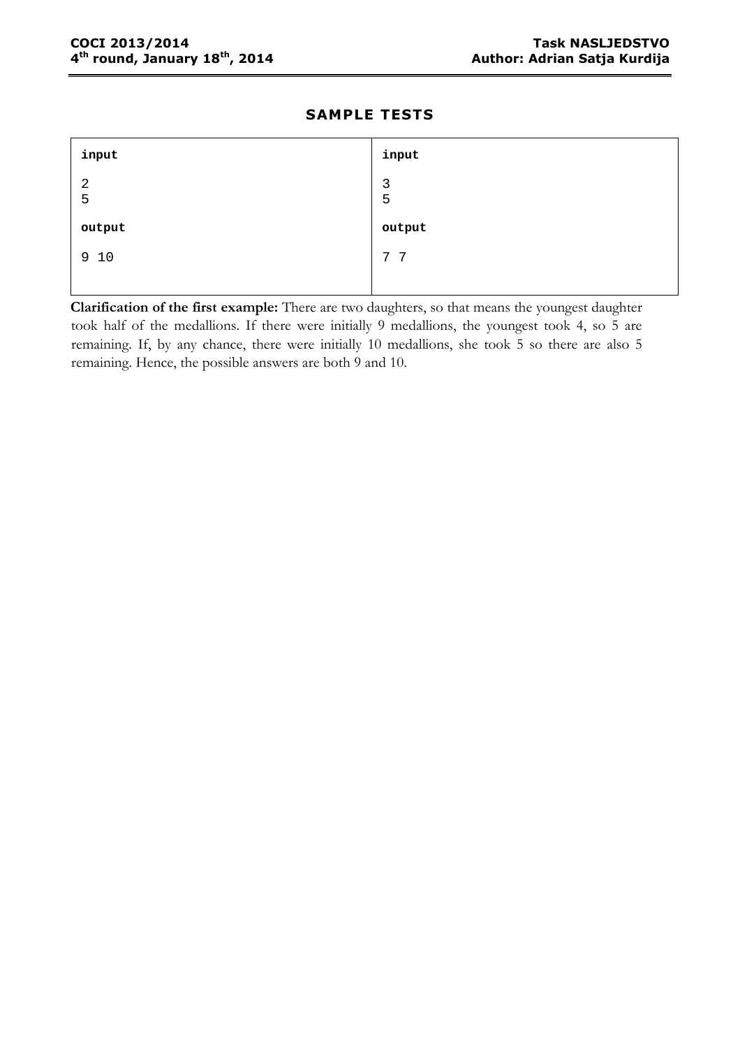## SAMPLE TESTS

| input | input |
| --- | --- |
| 2<br>5 | 3<br>5 |
| **output** | **output** |
| 9 10 | 7 7 |

**Clarification of the first example:** There are two daughters, so that means the youngest daughter took half of the medallions. If there were initially 9 medallions, the youngest took 4, so 5 are remaining. If, by any chance, there were initially 10 medallions, she took 5 so there are also 5 remaining. Hence, the possible answers are both 9 and 10.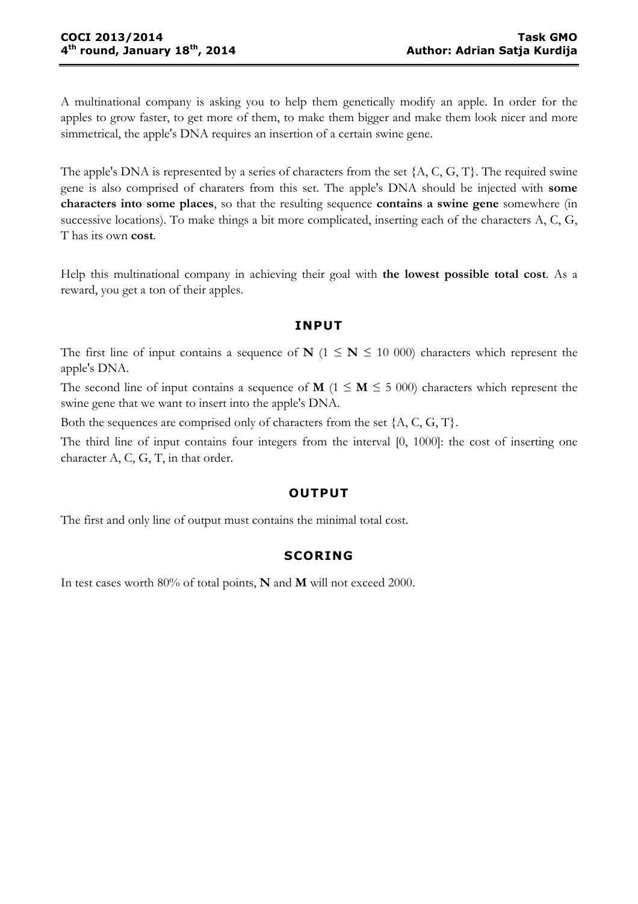A multinational company is asking you to help them genetically modify an apple. In order for the apples to grow faster, to get more of them, to make them bigger and make them look nicer and more simmetrical, the apple's DNA requires an insertion of a certain swine gene.

The apple's DNA is represented by a series of characters from the set {A, C, G, T}. The required swine gene is also comprised of charaters from this set. The apple's DNA should be injected with **some characters into some places**, so that the resulting sequence **contains a swine gene** somewhere (in successive locations). To make things a bit more complicated, inserting each of the characters A, C, G, T has its own **cost**.

Help this multinational company in achieving their goal with **the lowest possible total cost**. As a reward, you get a ton of their apples.

## INPUT

The first line of input contains a sequence of **N** ($1 \leq N \leq 10\ 000$) characters which represent the apple's DNA.

The second line of input contains a sequence of **M** ($1 \leq M \leq 5\ 000$) characters which represent the swine gene that we want to insert into the apple's DNA.

Both the sequences are comprised only of characters from the set {A, C, G, T}.

The third line of input contains four integers from the interval [0, 1000]: the cost of inserting one character A, C, G, T, in that order.

## OUTPUT

The first and only line of output must contains the minimal total cost.

## SCORING

In test cases worth 80% of total points, **N** and **M** will not exceed 2000.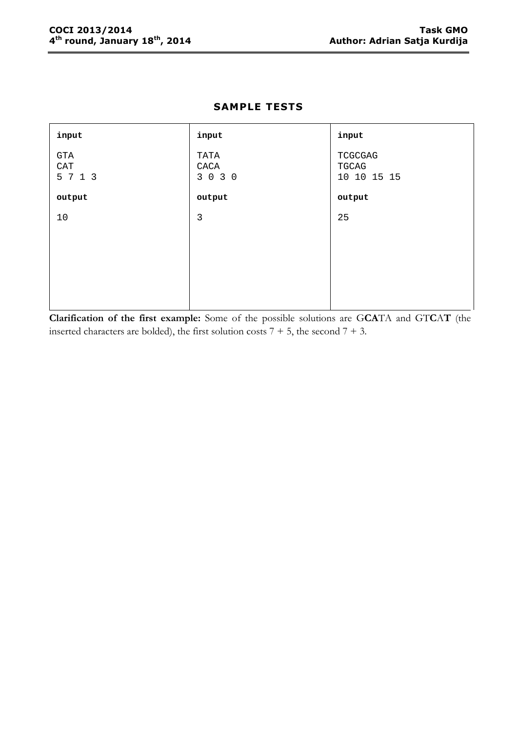## SAMPLE TESTS

| input | input | input |
|---|---|---|
| GTA<br>CAT<br>5 7 1 3 | TATA<br>CACA<br>3 0 3 0 | TCGCGAG<br>TGCAG<br>10 10 15 15 |
| **output** | **output** | **output** |
| 10 | 3 | 25 |

**Clarification of the first example:** Some of the possible solutions are G**CA**TA and GT**C**A**T** (the inserted characters are bolded), the first solution costs 7 + 5, the second 7 + 3.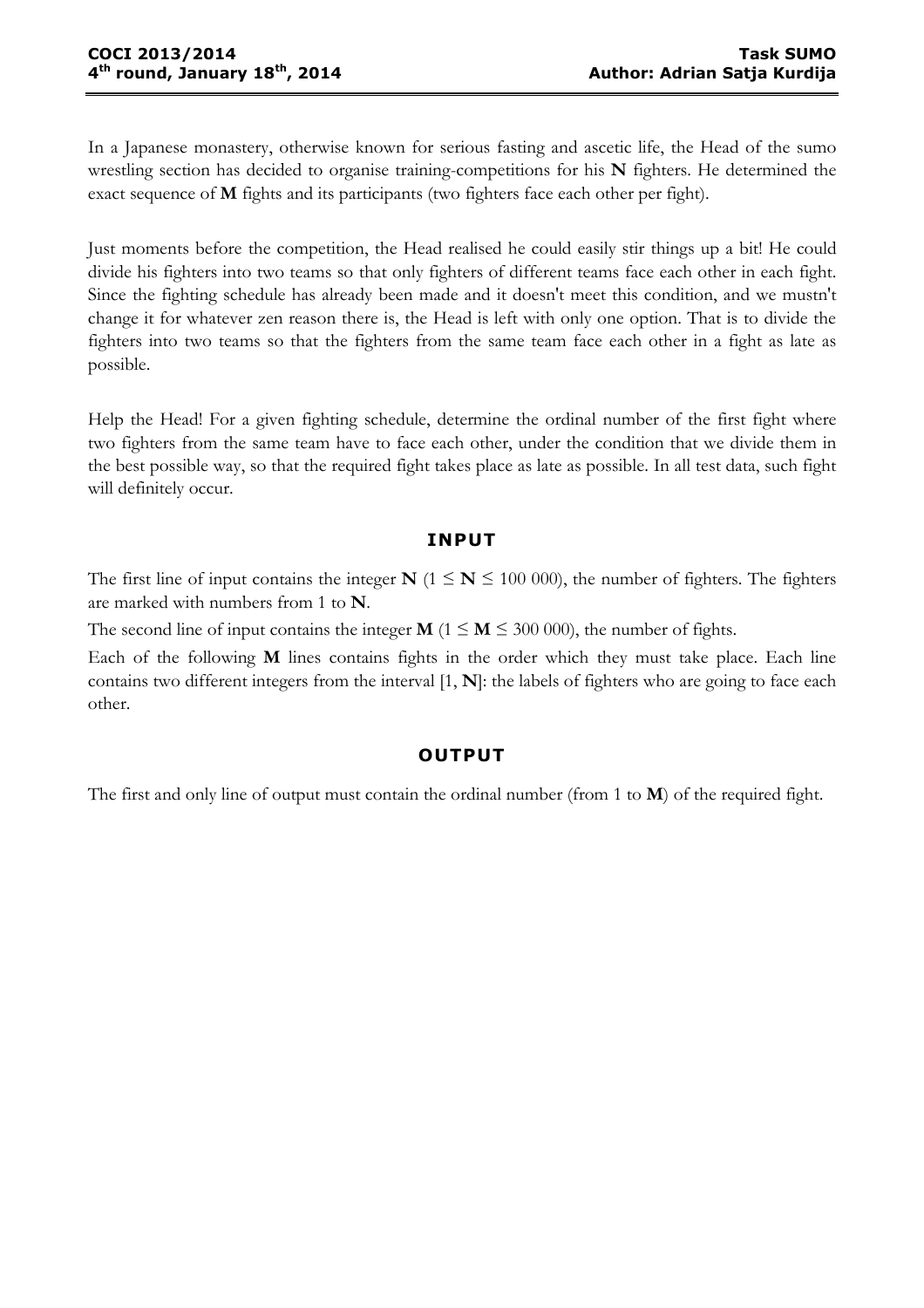In a Japanese monastery, otherwise known for serious fasting and ascetic life, the Head of the sumo wrestling section has decided to organise training-competitions for his **N** fighters. He determined the exact sequence of **M** fights and its participants (two fighters face each other per fight).

Just moments before the competition, the Head realised he could easily stir things up a bit! He could divide his fighters into two teams so that only fighters of different teams face each other in each fight. Since the fighting schedule has already been made and it doesn't meet this condition, and we mustn't change it for whatever zen reason there is, the Head is left with only one option. That is to divide the fighters into two teams so that the fighters from the same team face each other in a fight as late as possible.

Help the Head! For a given fighting schedule, determine the ordinal number of the first fight where two fighters from the same team have to face each other, under the condition that we divide them in the best possible way, so that the required fight takes place as late as possible. In all test data, such fight will definitely occur.

## INPUT

The first line of input contains the integer **N** ($1 \leq$ **N** $\leq 100\ 000$), the number of fighters. The fighters are marked with numbers from 1 to **N**.

The second line of input contains the integer **M** ($1 \leq$ **M** $\leq 300\ 000$), the number of fights.

Each of the following **M** lines contains fights in the order which they must take place. Each line contains two different integers from the interval [1, **N**]: the labels of fighters who are going to face each other.

## OUTPUT

The first and only line of output must contain the ordinal number (from 1 to **M**) of the required fight.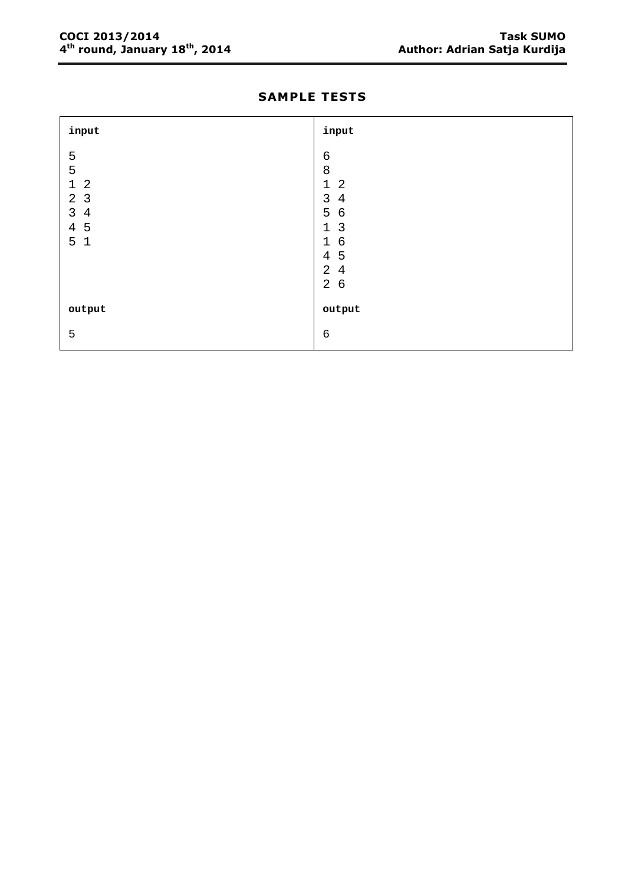## SAMPLE TESTS

| input | input |
|---|---|
| 5<br>5<br>1 2<br>2 3<br>3 4<br>4 5<br>5 1 | 6<br>8<br>1 2<br>3 4<br>5 6<br>1 3<br>1 6<br>4 5<br>2 4<br>2 6 |
| **output** | **output** |
| 5 | 6 |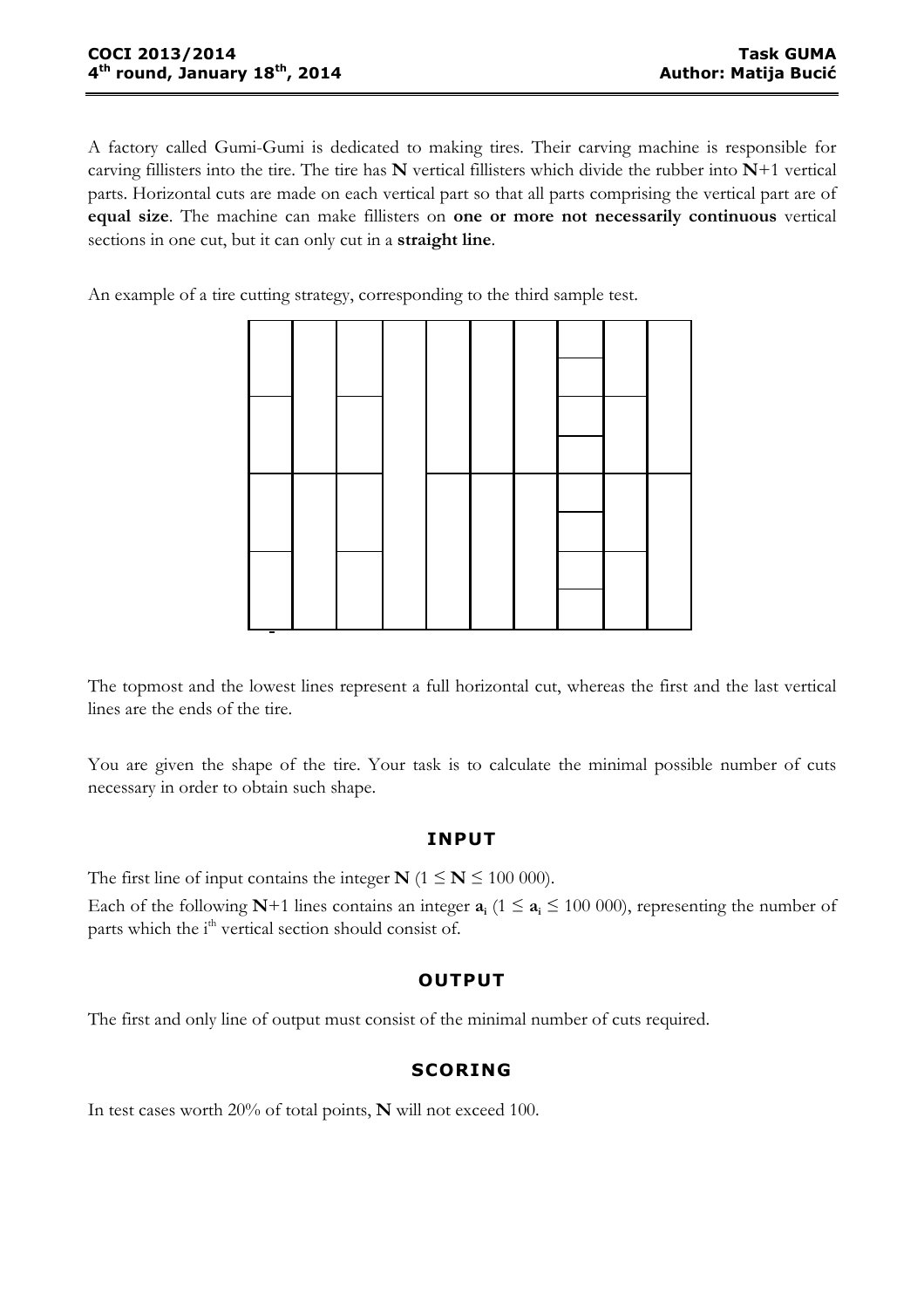A factory called Gumi-Gumi is dedicated to making tires. Their carving machine is responsible for carving fillisters into the tire. The tire has **N** vertical fillisters which divide the rubber into **N**+1 vertical parts. Horizontal cuts are made on each vertical part so that all parts comprising the vertical part are of **equal size**. The machine can make fillisters on **one or more not necessarily continuous** vertical sections in one cut, but it can only cut in a **straight line**.

An example of a tire cutting strategy, corresponding to the third sample test.

The topmost and the lowest lines represent a full horizontal cut, whereas the first and the last vertical lines are the ends of the tire.

You are given the shape of the tire. Your task is to calculate the minimal possible number of cuts necessary in order to obtain such shape.

## INPUT

The first line of input contains the integer **N** ($1 \leq \mathbf{N} \leq 100\ 000$).

Each of the following **N**+1 lines contains an integer $\mathbf{a_i}$ ($1 \leq \mathbf{a_i} \leq 100\ 000$), representing the number of parts which the $i^{th}$ vertical section should consist of.

## OUTPUT

The first and only line of output must consist of the minimal number of cuts required.

## SCORING

In test cases worth 20% of total points, **N** will not exceed 100.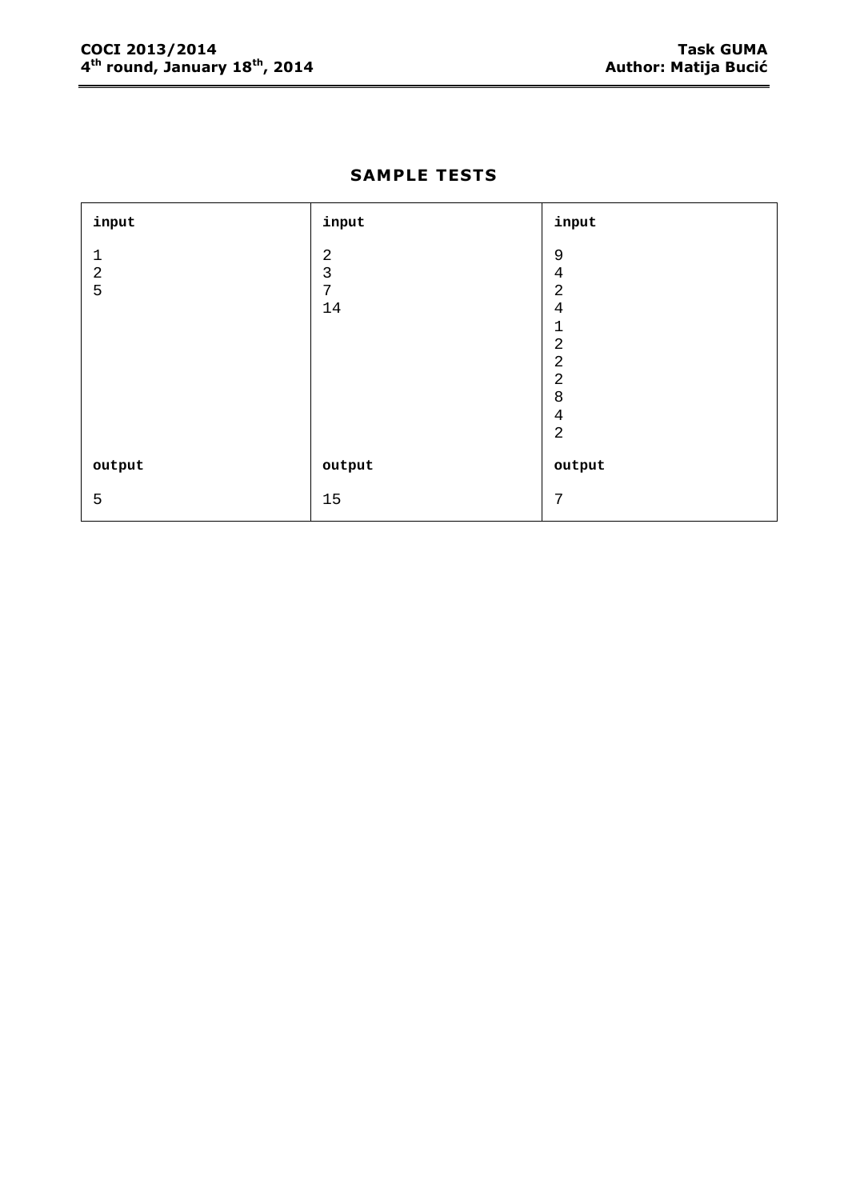## SAMPLE TESTS

| input | input | input |
|---|---|---|
| 1<br>2<br>5 | 2<br>3<br>7<br>14 | 9<br>4<br>2<br>4<br>1<br>2<br>2<br>2<br>8<br>4<br>2 |
| **output** | **output** | **output** |
| 5 | 15 | 7 |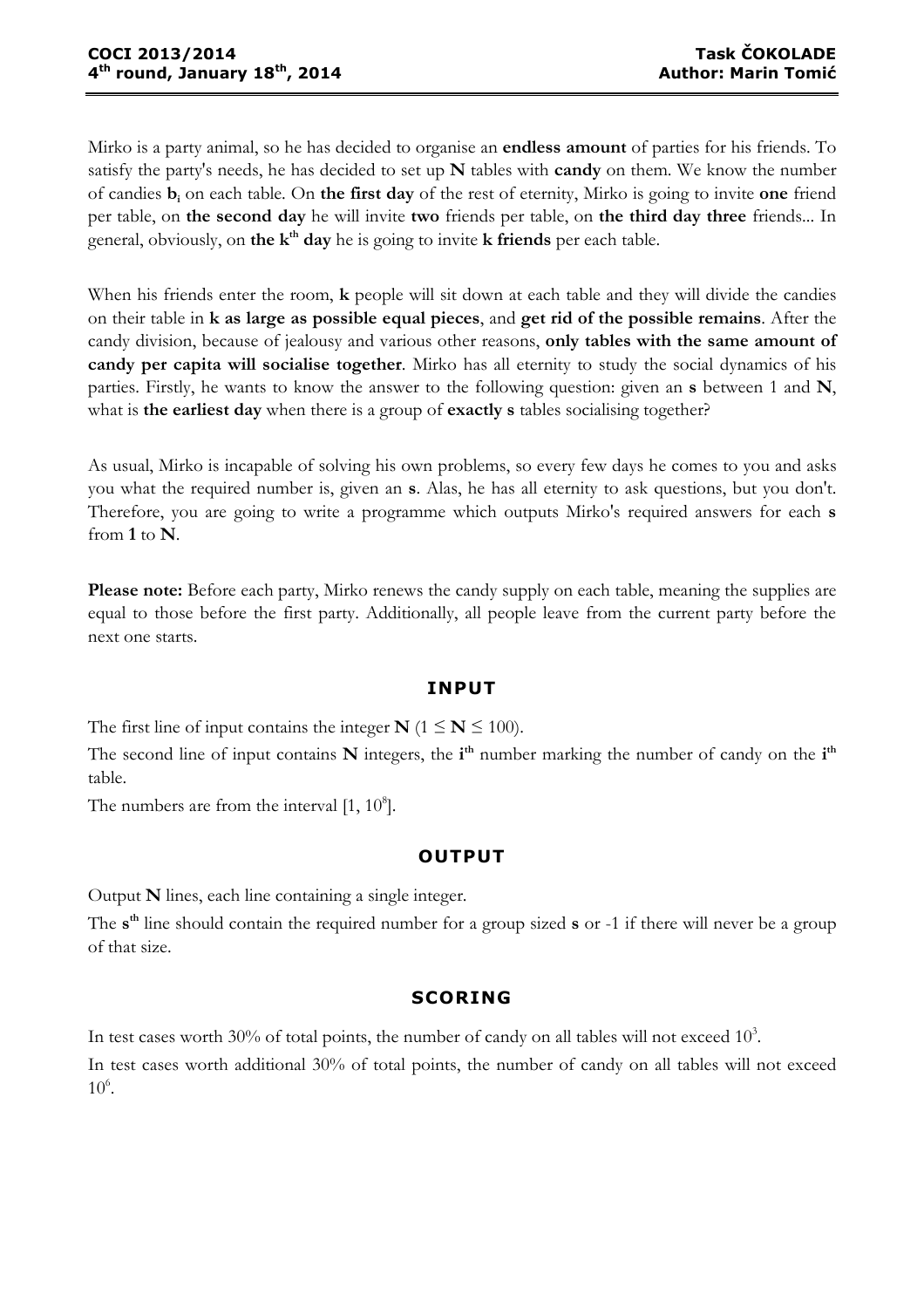Mirko is a party animal, so he has decided to organise an **endless amount** of parties for his friends. To satisfy the party's needs, he has decided to set up **N** tables with **candy** on them. We know the number of candies $b_i$ on each table. On **the first day** of the rest of eternity, Mirko is going to invite **one** friend per table, on **the second day** he will invite **two** friends per table, on **the third day three** friends... In general, obviously, on **the k$^{th}$ day** he is going to invite **k friends** per each table.

When his friends enter the room, **k** people will sit down at each table and they will divide the candies on their table in **k as large as possible equal pieces**, and **get rid of the possible remains**. After the candy division, because of jealousy and various other reasons, **only tables with the same amount of candy per capita will socialise together**. Mirko has all eternity to study the social dynamics of his parties. Firstly, he wants to know the answer to the following question: given an **s** between 1 and **N**, what is **the earliest day** when there is a group of **exactly s** tables socialising together?

As usual, Mirko is incapable of solving his own problems, so every few days he comes to you and asks you what the required number is, given an **s**. Alas, he has all eternity to ask questions, but you don't. Therefore, you are going to write a programme which outputs Mirko's required answers for each **s** from **1** to **N**.

**Please note:** Before each party, Mirko renews the candy supply on each table, meaning the supplies are equal to those before the first party. Additionally, all people leave from the current party before the next one starts.

## INPUT

The first line of input contains the integer **N** ($1 \leq$ **N** $\leq 100$).

The second line of input contains **N** integers, the **i$^{th}$** number marking the number of candy on the **i$^{th}$** table.

The numbers are from the interval $[1, 10^8]$.

## OUTPUT

Output **N** lines, each line containing a single integer.

The **s$^{th}$** line should contain the required number for a group sized **s** or -1 if there will never be a group of that size.

## SCORING

In test cases worth 30% of total points, the number of candy on all tables will not exceed $10^3$.

In test cases worth additional 30% of total points, the number of candy on all tables will not exceed $10^6$.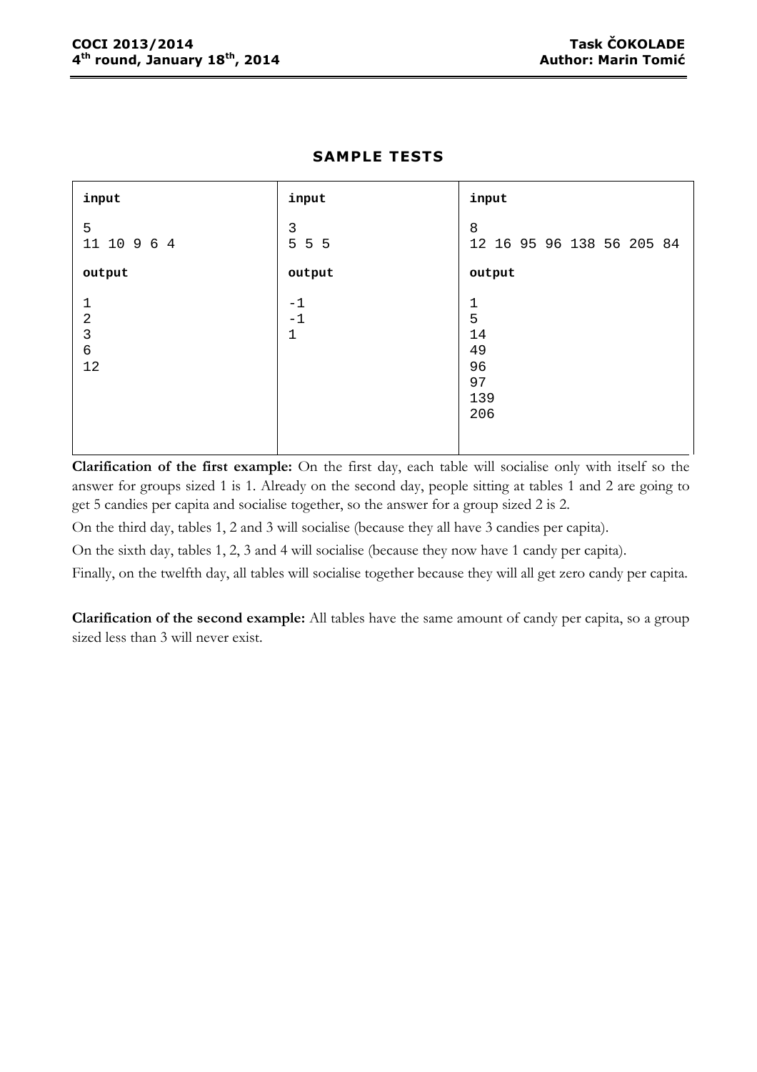## SAMPLE TESTS

| input | input | input |
|---|---|---|
| 5<br>11 10 9 6 4 | 3<br>5 5 5 | 8<br>12 16 95 96 138 56 205 84 |
| **output** | **output** | **output** |
| 1<br>2<br>3<br>6<br>12 | -1<br>-1<br>1 | 1<br>5<br>14<br>49<br>96<br>97<br>139<br>206 |

**Clarification of the first example:** On the first day, each table will socialise only with itself so the answer for groups sized 1 is 1. Already on the second day, people sitting at tables 1 and 2 are going to get 5 candies per capita and socialise together, so the answer for a group sized 2 is 2.

On the third day, tables 1, 2 and 3 will socialise (because they all have 3 candies per capita).

On the sixth day, tables 1, 2, 3 and 4 will socialise (because they now have 1 candy per capita).

Finally, on the twelfth day, all tables will socialise together because they will all get zero candy per capita.

**Clarification of the second example:** All tables have the same amount of candy per capita, so a group sized less than 3 will never exist.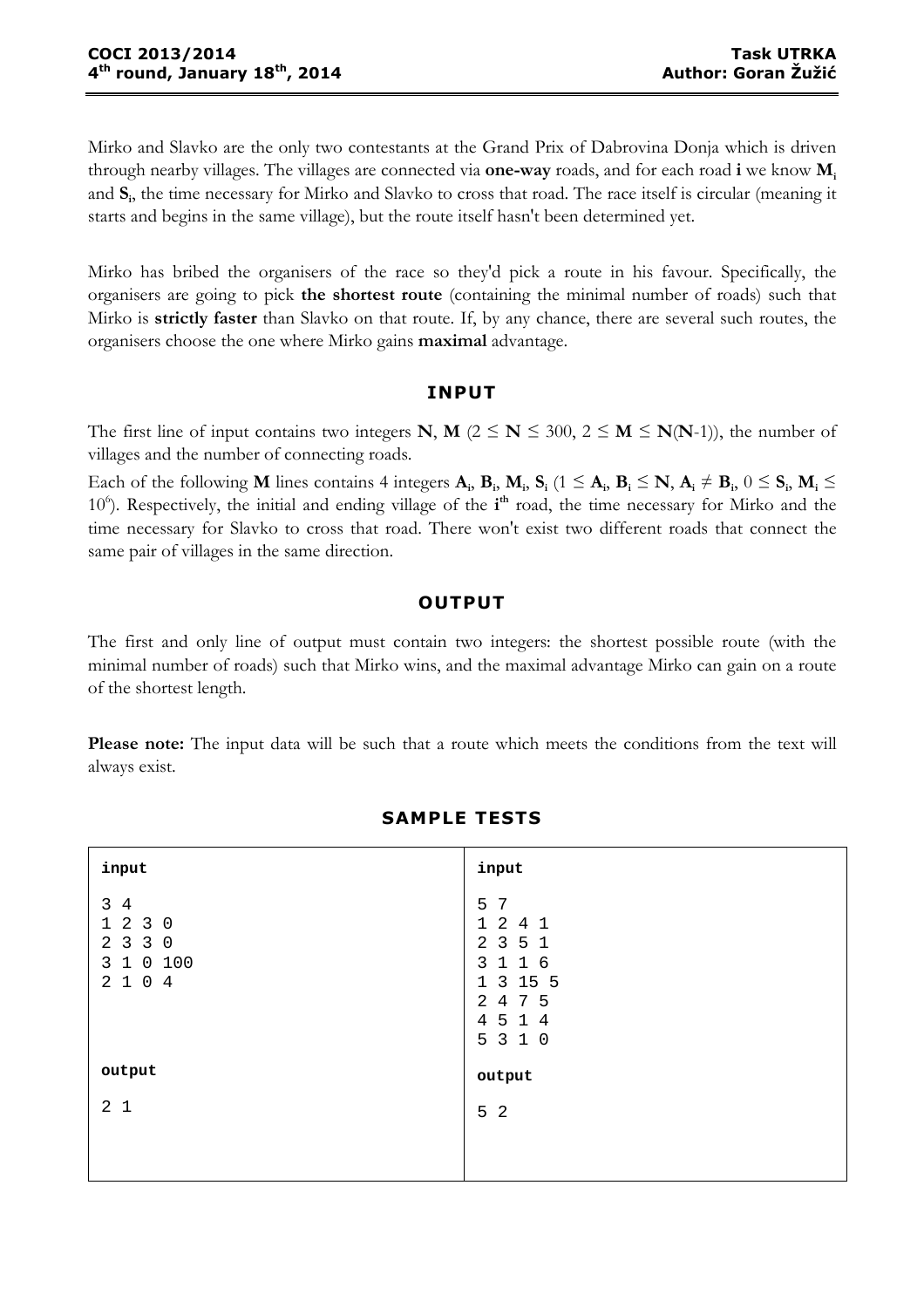Mirko and Slavko are the only two contestants at the Grand Prix of Dabrovina Donja which is driven through nearby villages. The villages are connected via **one-way** roads, and for each road **i** we know $\mathbf{M}_i$ and $\mathbf{S}_i$, the time necessary for Mirko and Slavko to cross that road. The race itself is circular (meaning it starts and begins in the same village), but the route itself hasn't been determined yet.

Mirko has bribed the organisers of the race so they'd pick a route in his favour. Specifically, the organisers are going to pick **the shortest route** (containing the minimal number of roads) such that Mirko is **strictly faster** than Slavko on that route. If, by any chance, there are several such routes, the organisers choose the one where Mirko gains **maximal** advantage.

## INPUT

The first line of input contains two integers **N**, **M** ($2 \leq \mathbf{N} \leq 300$, $2 \leq \mathbf{M} \leq \mathbf{N}(\mathbf{N}-1)$), the number of villages and the number of connecting roads.

Each of the following **M** lines contains 4 integers $\mathbf{A}_i$, $\mathbf{B}_i$, $\mathbf{M}_i$, $\mathbf{S}_i$ ($1 \leq \mathbf{A}_i, \mathbf{B}_i \leq \mathbf{N}$, $\mathbf{A}_i \neq \mathbf{B}_i$, $0 \leq \mathbf{S}_i, \mathbf{M}_i \leq 10^6$). Respectively, the initial and ending village of the **i**th road, the time necessary for Mirko and the time necessary for Slavko to cross that road. There won't exist two different roads that connect the same pair of villages in the same direction.

## OUTPUT

The first and only line of output must contain two integers: the shortest possible route (with the minimal number of roads) such that Mirko wins, and the maximal advantage Mirko can gain on a route of the shortest length.

**Please note:** The input data will be such that a route which meets the conditions from the text will always exist.

## SAMPLE TESTS

| input | input |
|---|---|
| 3 4<br>1 2 3 0<br>2 3 3 0<br>3 1 0 100<br>2 1 0 4 | 5 7<br>1 2 4 1<br>2 3 5 1<br>3 1 1 6<br>1 3 15 5<br>2 4 7 5<br>4 5 1 4<br>5 3 1 0 |
| **output** | **output** |
| 2 1 | 5 2 |